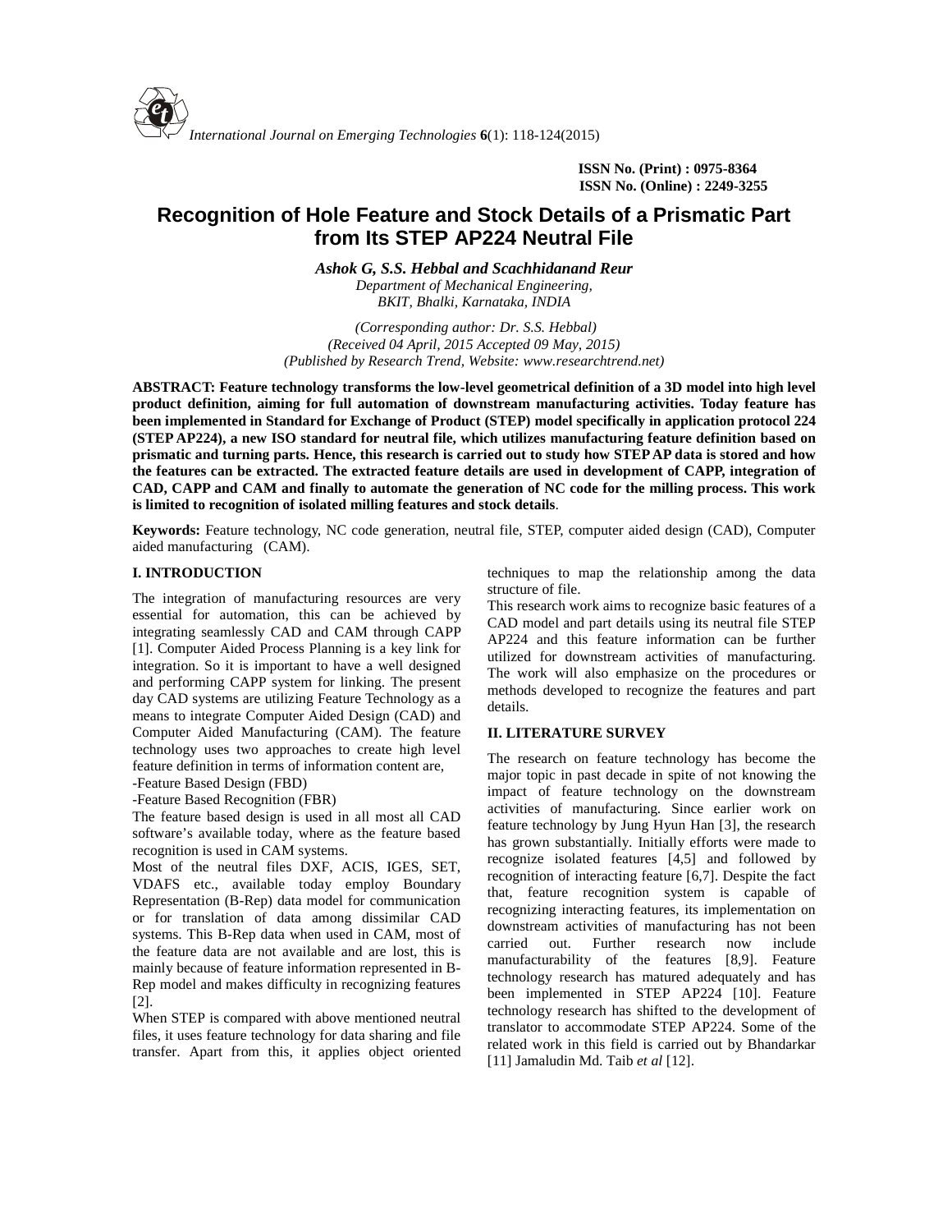ISSN No. (Print) : 0975-8364
ISSN No. (Online) : 2249-3255

# Recognition of Hole Feature and Stock Details of a Prismatic Part from Its STEP AP224 Neutral File

***Ashok G, S.S. Hebbal and Scachhidanand Reur***
*Department of Mechanical Engineering,*
*BKIT, Bhalki, Karnataka, INDIA*

*(Corresponding author: Dr. S.S. Hebbal)*
*(Received 04 April, 2015 Accepted 09 May, 2015)*
*(Published by Research Trend, Website: www.researchtrend.net)*

**ABSTRACT: Feature technology transforms the low-level geometrical definition of a 3D model into high level product definition, aiming for full automation of downstream manufacturing activities. Today feature has been implemented in Standard for Exchange of Product (STEP) model specifically in application protocol 224 (STEP AP224), a new ISO standard for neutral file, which utilizes manufacturing feature definition based on prismatic and turning parts. Hence, this research is carried out to study how STEP AP data is stored and how the features can be extracted. The extracted feature details are used in development of CAPP, integration of CAD, CAPP and CAM and finally to automate the generation of NC code for the milling process. This work is limited to recognition of isolated milling features and stock details**.

**Keywords:** Feature technology, NC code generation, neutral file, STEP, computer aided design (CAD), Computer aided manufacturing (CAM).

## I. INTRODUCTION

The integration of manufacturing resources are very essential for automation, this can be achieved by integrating seamlessly CAD and CAM through CAPP [1]. Computer Aided Process Planning is a key link for integration. So it is important to have a well designed and performing CAPP system for linking. The present day CAD systems are utilizing Feature Technology as a means to integrate Computer Aided Design (CAD) and Computer Aided Manufacturing (CAM). The feature technology uses two approaches to create high level feature definition in terms of information content are,

-Feature Based Design (FBD)

-Feature Based Recognition (FBR)

The feature based design is used in all most all CAD software's available today, where as the feature based recognition is used in CAM systems.

Most of the neutral files DXF, ACIS, IGES, SET, VDAFS etc., available today employ Boundary Representation (B-Rep) data model for communication or for translation of data among dissimilar CAD systems. This B-Rep data when used in CAM, most of the feature data are not available and are lost, this is mainly because of feature information represented in B-Rep model and makes difficulty in recognizing features [2].

When STEP is compared with above mentioned neutral files, it uses feature technology for data sharing and file transfer. Apart from this, it applies object oriented techniques to map the relationship among the data structure of file.

This research work aims to recognize basic features of a CAD model and part details using its neutral file STEP AP224 and this feature information can be further utilized for downstream activities of manufacturing. The work will also emphasize on the procedures or methods developed to recognize the features and part details.

## II. LITERATURE SURVEY

The research on feature technology has become the major topic in past decade in spite of not knowing the impact of feature technology on the downstream activities of manufacturing. Since earlier work on feature technology by Jung Hyun Han [3], the research has grown substantially. Initially efforts were made to recognize isolated features [4,5] and followed by recognition of interacting feature [6,7]. Despite the fact that, feature recognition system is capable of recognizing interacting features, its implementation on downstream activities of manufacturing has not been carried out. Further research now include manufacturability of the features [8,9]. Feature technology research has matured adequately and has been implemented in STEP AP224 [10]. Feature technology research has shifted to the development of translator to accommodate STEP AP224. Some of the related work in this field is carried out by Bhandarkar [11] Jamaludin Md. Taib *et al* [12].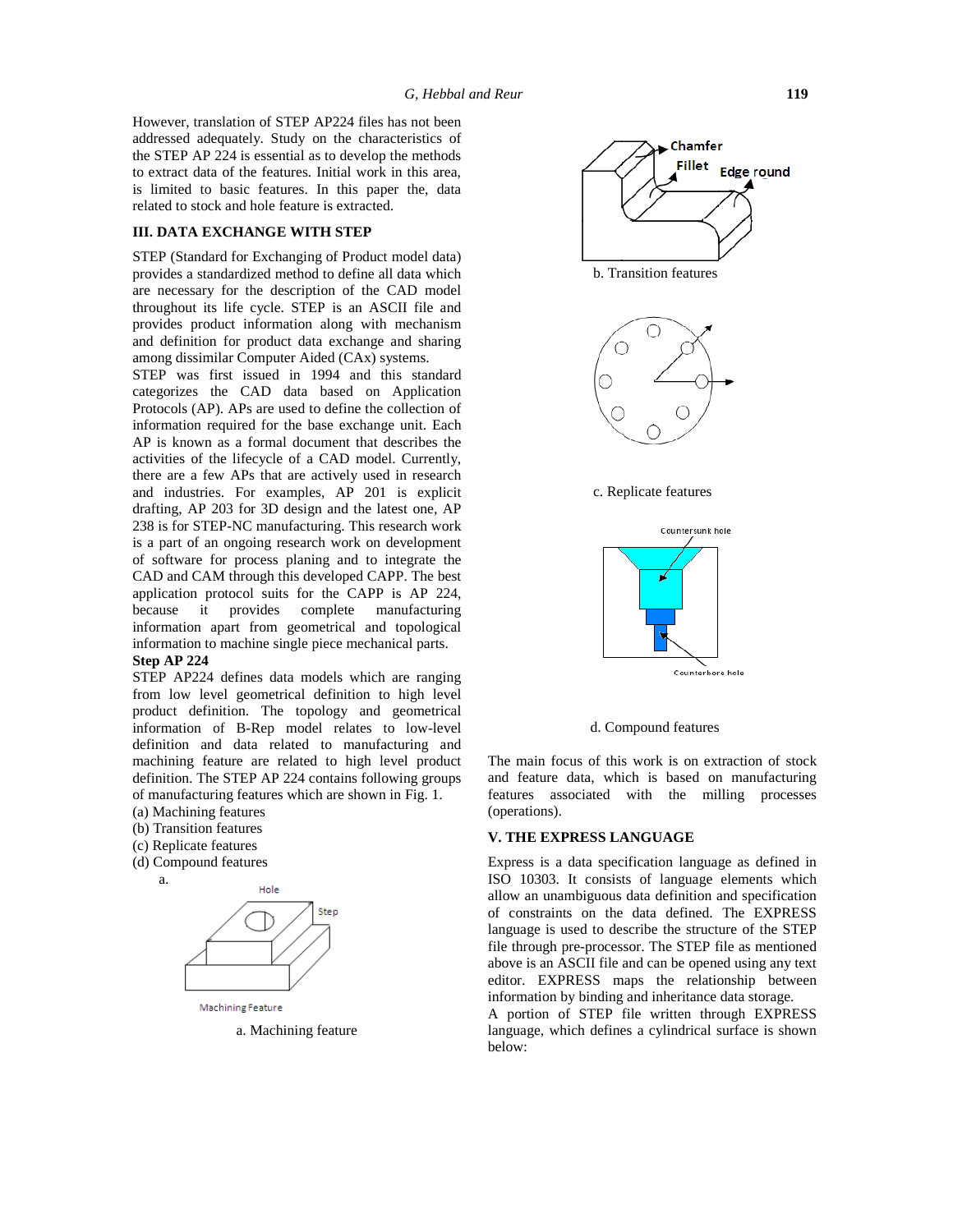However, translation of STEP AP224 files has not been addressed adequately. Study on the characteristics of the STEP AP 224 is essential as to develop the methods to extract data of the features. Initial work in this area, is limited to basic features. In this paper the, data related to stock and hole feature is extracted.

## III. DATA EXCHANGE WITH STEP

STEP (Standard for Exchanging of Product model data) provides a standardized method to define all data which are necessary for the description of the CAD model throughout its life cycle. STEP is an ASCII file and provides product information along with mechanism and definition for product data exchange and sharing among dissimilar Computer Aided (CAx) systems.

STEP was first issued in 1994 and this standard categorizes the CAD data based on Application Protocols (AP). APs are used to define the collection of information required for the base exchange unit. Each AP is known as a formal document that describes the activities of the lifecycle of a CAD model. Currently, there are a few APs that are actively used in research and industries. For examples, AP 201 is explicit drafting, AP 203 for 3D design and the latest one, AP 238 is for STEP-NC manufacturing. This research work is a part of an ongoing research work on development of software for process planing and to integrate the CAD and CAM through this developed CAPP. The best application protocol suits for the CAPP is AP 224, because it provides complete manufacturing information apart from geometrical and topological information to machine single piece mechanical parts.

**Step AP 224**

STEP AP224 defines data models which are ranging from low level geometrical definition to high level product definition. The topology and geometrical information of B-Rep model relates to low-level definition and data related to manufacturing and machining feature are related to high level product definition. The STEP AP 224 contains following groups of manufacturing features which are shown in Fig. 1.

(a) Machining features
(b) Transition features
(c) Replicate features
(d) Compound features

a.

Hole

Step

Machining Feature

a. Machining feature

Chamfer

Fillet

Edge round

b. Transition features

c. Replicate features

Countersunk hole

Counterbore hole

d. Compound features

The main focus of this work is on extraction of stock and feature data, which is based on manufacturing features associated with the milling processes (operations).

## V. THE EXPRESS LANGUAGE

Express is a data specification language as defined in ISO 10303. It consists of language elements which allow an unambiguous data definition and specification of constraints on the data defined. The EXPRESS language is used to describe the structure of the STEP file through pre-processor. The STEP file as mentioned above is an ASCII file and can be opened using any text editor. EXPRESS maps the relationship between information by binding and inheritance data storage.

A portion of STEP file written through EXPRESS language, which defines a cylindrical surface is shown below: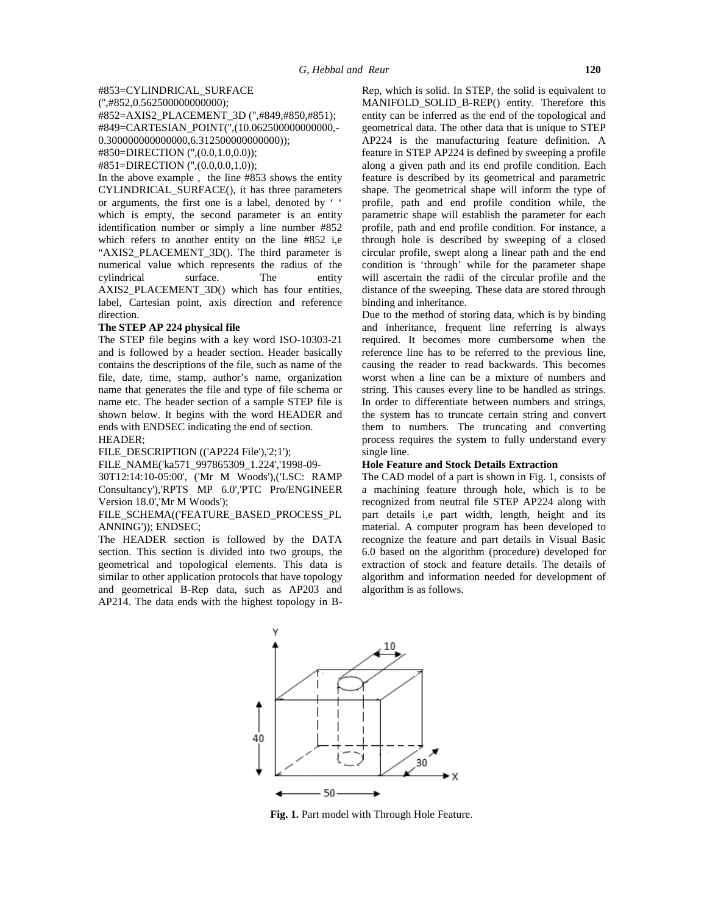#853=CYLINDRICAL_SURFACE
('',#852,0.562500000000000);
#852=AXIS2_PLACEMENT_3D ('',#849,#850,#851);
#849=CARTESIAN_POINT('',(10.062500000000000,-0.300000000000000,6.312500000000000));
#850=DIRECTION ('',(0.0,1.0,0.0));
#851=DIRECTION ('',(0.0,0.0,1.0));

In the above example , the line #853 shows the entity CYLINDRICAL_SURFACE(), it has three parameters or arguments, the first one is a label, denoted by ' ' which is empty, the second parameter is an entity identification number or simply a line number #852 which refers to another entity on the line #852 i,e "AXIS2_PLACEMENT_3D(). The third parameter is numerical value which represents the radius of the cylindrical surface. The entity AXIS2_PLACEMENT_3D() which has four entities, label, Cartesian point, axis direction and reference direction.

**The STEP AP 224 physical file**

The STEP file begins with a key word ISO-10303-21 and is followed by a header section. Header basically contains the descriptions of the file, such as name of the file, date, time, stamp, author's name, organization name that generates the file and type of file schema or name etc. The header section of a sample STEP file is shown below. It begins with the word HEADER and ends with ENDSEC indicating the end of section.

HEADER;
FILE_DESCRIPTION (('AP224 File'),'2;1');
FILE_NAME('ka571_997865309_1.224','1998-09-30T12:14:10-05:00', ('Mr M Woods'),('LSC: RAMP Consultancy'),'RPTS MP 6.0','PTC Pro/ENGINEER Version 18.0','Mr M Woods');
FILE_SCHEMA(('FEATURE_BASED_PROCESS_PLANNING')); ENDSEC;

The HEADER section is followed by the DATA section. This section is divided into two groups, the geometrical and topological elements. This data is similar to other application protocols that have topology and geometrical B-Rep data, such as AP203 and AP214. The data ends with the highest topology in B-Rep, which is solid. In STEP, the solid is equivalent to MANIFOLD_SOLID_B-REP() entity. Therefore this entity can be inferred as the end of the topological and geometrical data. The other data that is unique to STEP AP224 is the manufacturing feature definition. A feature in STEP AP224 is defined by sweeping a profile along a given path and its end profile condition. Each feature is described by its geometrical and parametric shape. The geometrical shape will inform the type of profile, path and end profile condition while, the parametric shape will establish the parameter for each profile, path and end profile condition. For instance, a through hole is described by sweeping of a closed circular profile, swept along a linear path and the end condition is 'through' while for the parameter shape will ascertain the radii of the circular profile and the distance of the sweeping. These data are stored through binding and inheritance.

Due to the method of storing data, which is by binding and inheritance, frequent line referring is always required. It becomes more cumbersome when the reference line has to be referred to the previous line, causing the reader to read backwards. This becomes worst when a line can be a mixture of numbers and string. This causes every line to be handled as strings. In order to differentiate between numbers and strings, the system has to truncate certain string and convert them to numbers. The truncating and converting process requires the system to fully understand every single line.

**Hole Feature and Stock Details Extraction**

The CAD model of a part is shown in Fig. 1, consists of a machining feature through hole, which is to be recognized from neutral file STEP AP224 along with part details i,e part width, length, height and its material. A computer program has been developed to recognize the feature and part details in Visual Basic 6.0 based on the algorithm (procedure) developed for extraction of stock and feature details. The details of algorithm and information needed for development of algorithm is as follows.

**Fig. 1.** Part model with Through Hole Feature.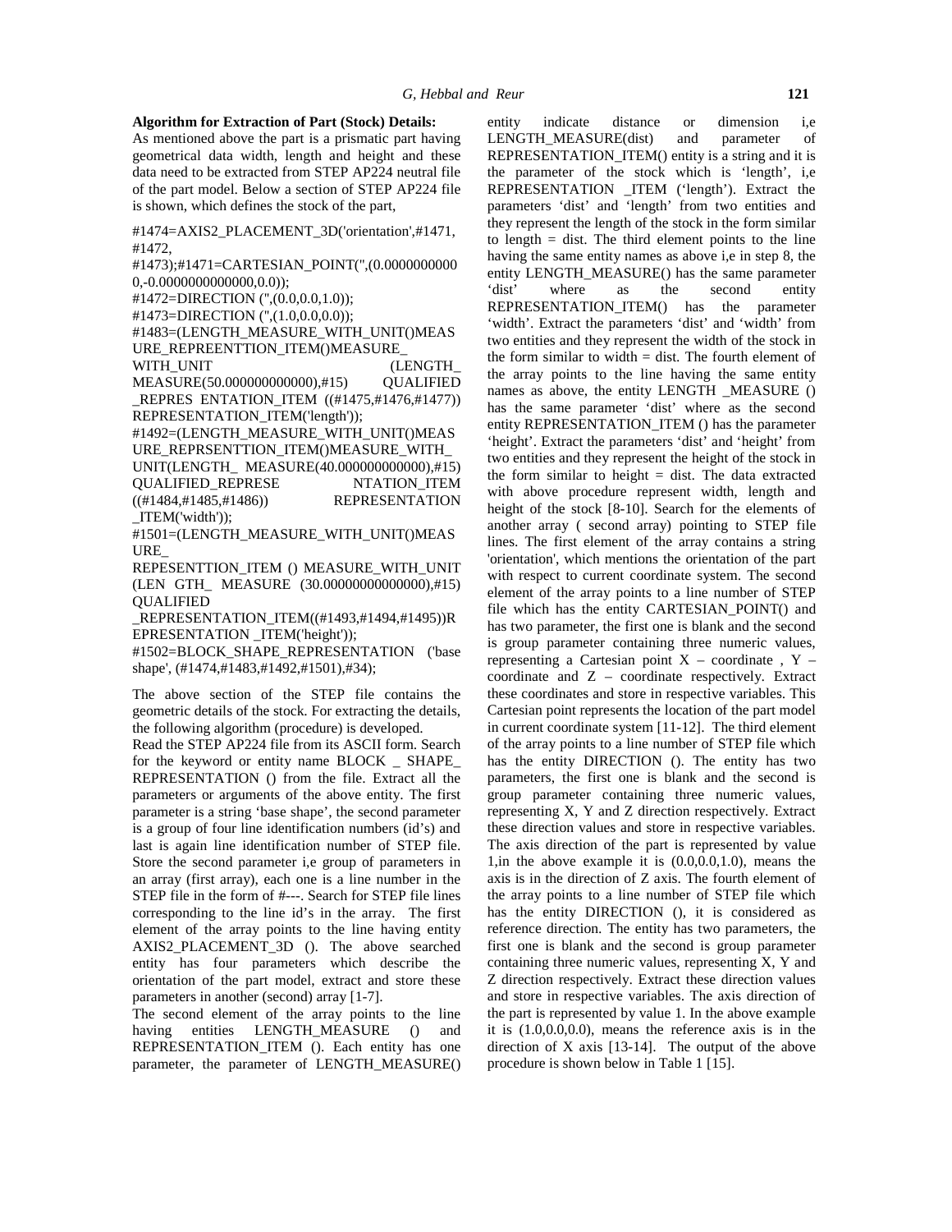**Algorithm for Extraction of Part (Stock) Details:**

As mentioned above the part is a prismatic part having geometrical data width, length and height and these data need to be extracted from STEP AP224 neutral file of the part model. Below a section of STEP AP224 file is shown, which defines the stock of the part,

#1474=AXIS2_PLACEMENT_3D('orientation',#1471, #1472, #1473);#1471=CARTESIAN_POINT('',(0.00000000000,-0.0000000000000,0.0));

#1472=DIRECTION ('',(0.0,0.0,1.0));

#1473=DIRECTION ('',(1.0,0.0,0.0));

#1483=(LENGTH_MEASURE_WITH_UNIT()MEASURE_REPREENTTION_ITEM()MEASURE_WITH_UNIT (LENGTH_MEASURE(50.000000000000),#15) QUALIFIED_REPRES ENTATION_ITEM ((#1475,#1476,#1477)) REPRESENTATION_ITEM('length'));

#1492=(LENGTH_MEASURE_WITH_UNIT()MEASURE_REPRSENTTION_ITEM()MEASURE_WITH_UNIT(LENGTH_ MEASURE(40.000000000000),#15) QUALIFIED_REPRESE NTATION_ITEM ((#1484,#1485,#1486)) REPRESENTATION _ITEM('width'));

#1501=(LENGTH_MEASURE_WITH_UNIT()MEASURE_REPESENTTION_ITEM () MEASURE_WITH_UNIT (LEN GTH_ MEASURE (30.00000000000000),#15) QUALIFIED _REPRESENTATION_ITEM((#1493,#1494,#1495))REPRESENTATION _ITEM('height'));

#1502=BLOCK_SHAPE_REPRESENTATION ('base shape', (#1474,#1483,#1492,#1501),#34);

The above section of the STEP file contains the geometric details of the stock. For extracting the details, the following algorithm (procedure) is developed.

Read the STEP AP224 file from its ASCII form. Search for the keyword or entity name BLOCK _ SHAPE_ REPRESENTATION () from the file. Extract all the parameters or arguments of the above entity. The first parameter is a string 'base shape', the second parameter is a group of four line identification numbers (id's) and last is again line identification number of STEP file. Store the second parameter i,e group of parameters in an array (first array), each one is a line number in the STEP file in the form of #---. Search for STEP file lines corresponding to the line id's in the array. The first element of the array points to the line having entity AXIS2_PLACEMENT_3D (). The above searched entity has four parameters which describe the orientation of the part model, extract and store these parameters in another (second) array [1-7].

The second element of the array points to the line having entities LENGTH_MEASURE () and REPRESENTATION_ITEM (). Each entity has one parameter, the parameter of LENGTH_MEASURE() entity indicate distance or dimension i,e LENGTH_MEASURE(dist) and parameter of REPRESENTATION_ITEM() entity is a string and it is the parameter of the stock which is 'length', i,e REPRESENTATION _ITEM ('length'). Extract the parameters 'dist' and 'length' from two entities and they represent the length of the stock in the form similar to length = dist. The third element points to the line having the same entity names as above i,e in step 8, the entity LENGTH_MEASURE() has the same parameter 'dist' where as the second entity REPRESENTATION_ITEM() has the parameter 'width'. Extract the parameters 'dist' and 'width' from two entities and they represent the width of the stock in the form similar to width = dist. The fourth element of the array points to the line having the same entity names as above, the entity LENGTH _MEASURE () has the same parameter 'dist' where as the second entity REPRESENTATION_ITEM () has the parameter 'height'. Extract the parameters 'dist' and 'height' from two entities and they represent the height of the stock in the form similar to height = dist. The data extracted with above procedure represent width, length and height of the stock [8-10]. Search for the elements of another array ( second array) pointing to STEP file lines. The first element of the array contains a string 'orientation', which mentions the orientation of the part with respect to current coordinate system. The second element of the array points to a line number of STEP file which has the entity CARTESIAN_POINT() and has two parameter, the first one is blank and the second is group parameter containing three numeric values, representing a Cartesian point X – coordinate , Y – coordinate and Z – coordinate respectively. Extract these coordinates and store in respective variables. This Cartesian point represents the location of the part model in current coordinate system [11-12]. The third element of the array points to a line number of STEP file which has the entity DIRECTION (). The entity has two parameters, the first one is blank and the second is group parameter containing three numeric values, representing X, Y and Z direction respectively. Extract these direction values and store in respective variables. The axis direction of the part is represented by value 1,in the above example it is (0.0,0.0,1.0), means the axis is in the direction of Z axis. The fourth element of the array points to a line number of STEP file which has the entity DIRECTION (), it is considered as reference direction. The entity has two parameters, the first one is blank and the second is group parameter containing three numeric values, representing X, Y and Z direction respectively. Extract these direction values and store in respective variables. The axis direction of the part is represented by value 1. In the above example it is (1.0,0.0,0.0), means the reference axis is in the direction of X axis [13-14]. The output of the above procedure is shown below in Table 1 [15].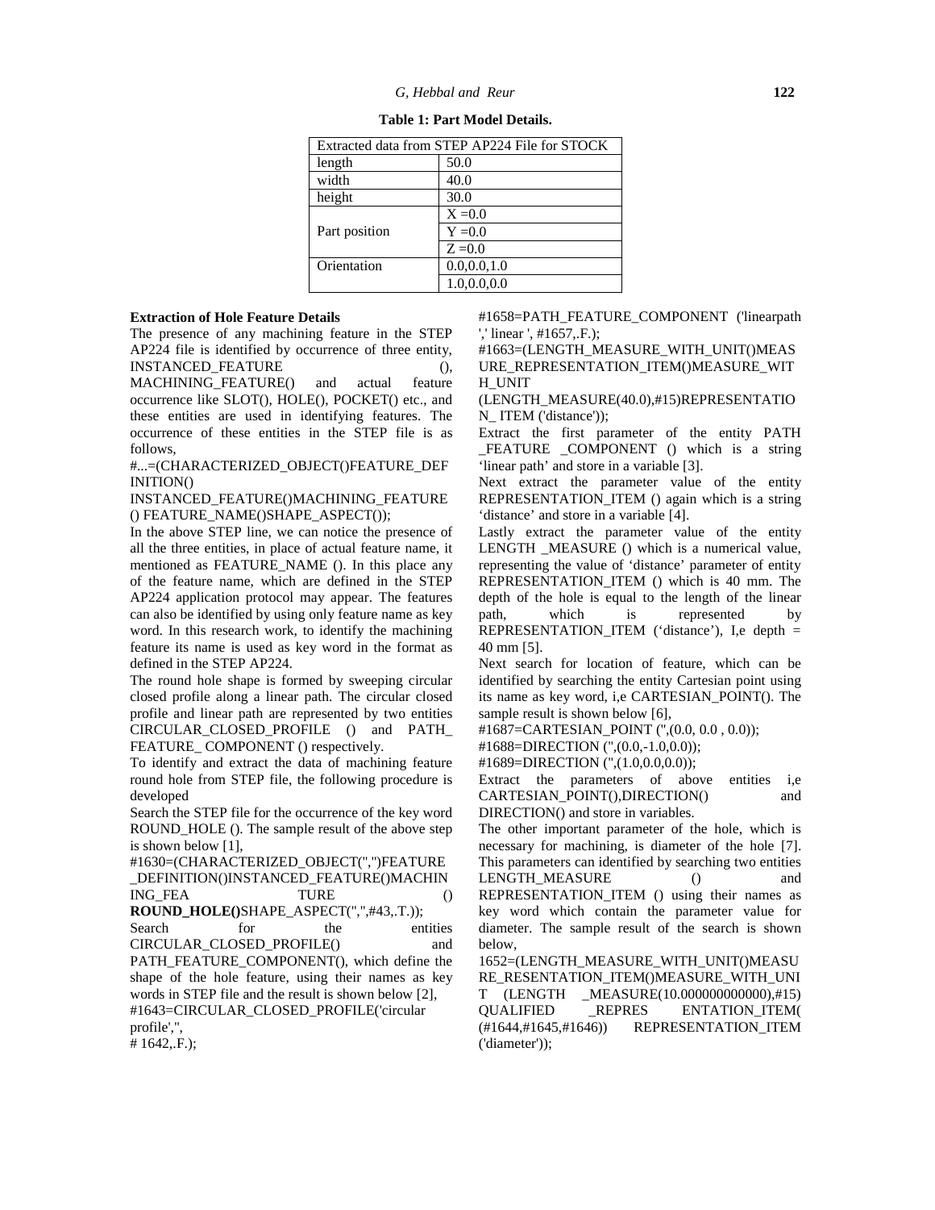**Table 1: Part Model Details.**

| Extracted data from STEP AP224 File for STOCK | |
|---|---|
| length | 50.0 |
| width | 40.0 |
| height | 30.0 |
| Part position | X =0.0 |
| | Y =0.0 |
| | Z =0.0 |
| Orientation | 0.0,0.0,1.0 |
| | 1.0,0.0,0.0 |

**Extraction of Hole Feature Details**

The presence of any machining feature in the STEP AP224 file is identified by occurrence of three entity, INSTANCED_FEATURE (), MACHINING_FEATURE() and actual feature occurrence like SLOT(), HOLE(), POCKET() etc., and these entities are used in identifying features. The occurrence of these entities in the STEP file is as follows,

#...=(CHARACTERIZED_OBJECT()FEATURE_DEFINITION()
INSTANCED_FEATURE()MACHINING_FEATURE() FEATURE_NAME()SHAPE_ASPECT());

In the above STEP line, we can notice the presence of all the three entities, in place of actual feature name, it mentioned as FEATURE_NAME (). In this place any of the feature name, which are defined in the STEP AP224 application protocol may appear. The features can also be identified by using only feature name as key word. In this research work, to identify the machining feature its name is used as key word in the format as defined in the STEP AP224.

The round hole shape is formed by sweeping circular closed profile along a linear path. The circular closed profile and linear path are represented by two entities CIRCULAR_CLOSED_PROFILE () and PATH_ FEATURE_ COMPONENT () respectively.

To identify and extract the data of machining feature round hole from STEP file, the following procedure is developed

Search the STEP file for the occurrence of the key word ROUND_HOLE (). The sample result of the above step is shown below [1],

#1630=(CHARACTERIZED_OBJECT('','')FEATURE_DEFINITION()INSTANCED_FEATURE()MACHINING_FEATURE() **ROUND_HOLE()**SHAPE_ASPECT('','',#43,.T.));

Search for the entities CIRCULAR_CLOSED_PROFILE() and PATH_FEATURE_COMPONENT(), which define the shape of the hole feature, using their names as key words in STEP file and the result is shown below [2],

#1643=CIRCULAR_CLOSED_PROFILE('circular profile','',
# 1642,.F.);

#1658=PATH_FEATURE_COMPONENT ('linearpath',' linear ', #1657,.F.);

#1663=(LENGTH_MEASURE_WITH_UNIT()MEASURE_REPRESENTATION_ITEM()MEASURE_WITH_UNIT
(LENGTH_MEASURE(40.0),#15)REPRESENTATION_ ITEM ('distance'));

Extract the first parameter of the entity PATH _FEATURE _COMPONENT () which is a string 'linear path' and store in a variable [3].

Next extract the parameter value of the entity REPRESENTATION_ITEM () again which is a string 'distance' and store in a variable [4].

Lastly extract the parameter value of the entity LENGTH _MEASURE () which is a numerical value, representing the value of 'distance' parameter of entity REPRESENTATION_ITEM () which is 40 mm. The depth of the hole is equal to the length of the linear path, which is represented by REPRESENTATION_ITEM ('distance'), I,e depth = 40 mm [5].

Next search for location of feature, which can be identified by searching the entity Cartesian point using its name as key word, i,e CARTESIAN_POINT(). The sample result is shown below [6],

#1687=CARTESIAN_POINT ('',(0.0, 0.0 , 0.0));
#1688=DIRECTION ('',(0.0,-1.0,0.0));
#1689=DIRECTION ('',(1.0,0.0,0.0));

Extract the parameters of above entities i,e CARTESIAN_POINT(),DIRECTION() and DIRECTION() and store in variables.

The other important parameter of the hole, which is necessary for machining, is diameter of the hole [7]. This parameters can identified by searching two entities LENGTH_MEASURE () and REPRESENTATION_ITEM () using their names as key word which contain the parameter value for diameter. The sample result of the search is shown below,

1652=(LENGTH_MEASURE_WITH_UNIT()MEASURE_RESENTATION_ITEM()MEASURE_WITH_UNIT (LENGTH _MEASURE(10.000000000000),#15) QUALIFIED _REPRES ENTATION_ITEM( (#1644,#1645,#1646)) REPRESENTATION_ITEM ('diameter'));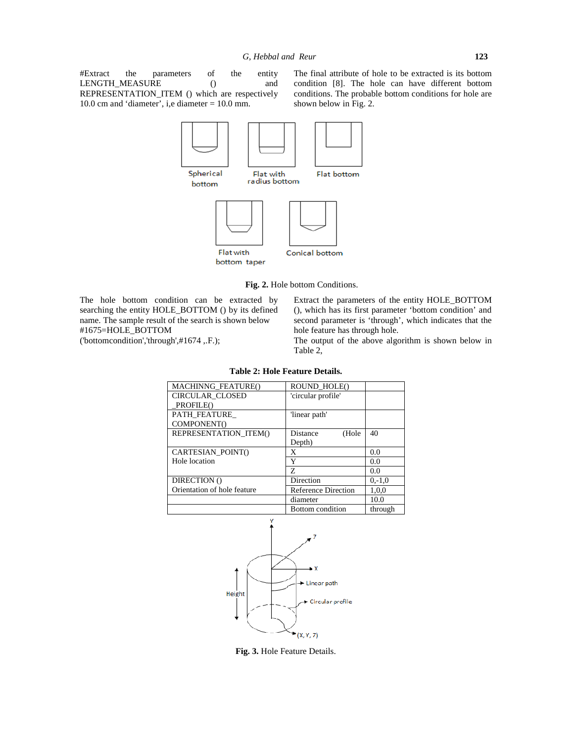#Extract the parameters of the entity LENGTH_MEASURE () and REPRESENTATION_ITEM () which are respectively 10.0 cm and 'diameter', i,e diameter = 10.0 mm.

The final attribute of hole to be extracted is its bottom condition [8]. The hole can have different bottom conditions. The probable bottom conditions for hole are shown below in Fig. 2.

Spherical bottom

Flat with radius bottom

Flat bottom

Flat with bottom taper

Conical bottom

**Fig. 2.** Hole bottom Conditions.

The hole bottom condition can be extracted by searching the entity HOLE_BOTTOM () by its defined name. The sample result of the search is shown below #1675=HOLE_BOTTOM ('bottomcondition','through',#1674 ,.F.);

Extract the parameters of the entity HOLE_BOTTOM (), which has its first parameter 'bottom condition' and second parameter is 'through', which indicates that the hole feature has through hole.

The output of the above algorithm is shown below in Table 2,

**Table 2: Hole Feature Details.**

| MACHINNG_FEATURE() | ROUND_HOLE() | |
|---|---|---|
| CIRCULAR_CLOSED _PROFILE() | 'circular profile' | |
| PATH_FEATURE_ COMPONENT() | 'linear path' | |
| REPRESENTATION_ITEM() | Distance (Hole Depth) | 40 |
| CARTESIAN_POINT() Hole location | X | 0.0 |
| | Y | 0.0 |
| | Z | 0.0 |
| DIRECTION () Orientation of hole feature | Direction | 0,-1,0 |
| | Reference Direction | 1,0,0 |
| | diameter | 10.0 |
| | Bottom condition | through |

Y

Z

X

Linear path

Height

Circular profile

(X, Y, Z)

**Fig. 3.** Hole Feature Details.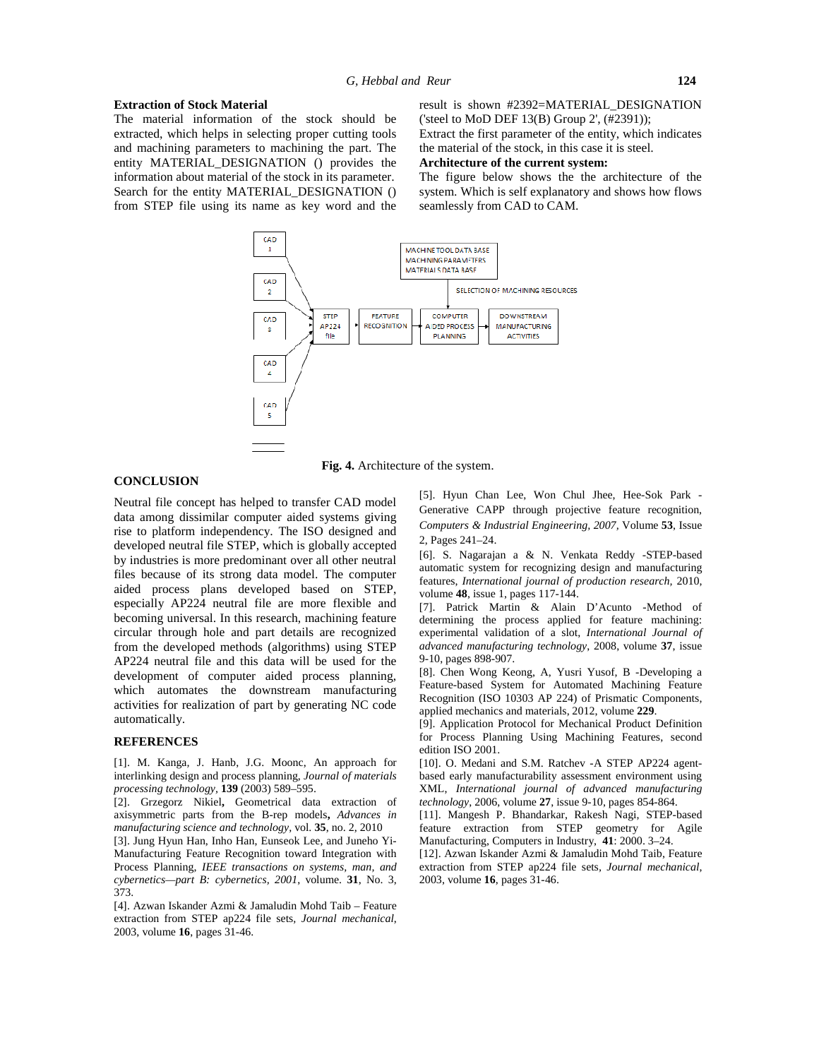**Extraction of Stock Material**

The material information of the stock should be extracted, which helps in selecting proper cutting tools and machining parameters to machining the part. The entity MATERIAL_DESIGNATION () provides the information about material of the stock in its parameter. Search for the entity MATERIAL_DESIGNATION () from STEP file using its name as key word and the result is shown #2392=MATERIAL_DESIGNATION ('steel to MoD DEF 13(B) Group 2', (#2391));

Extract the first parameter of the entity, which indicates the material of the stock, in this case it is steel.

**Architecture of the current system:**

The figure below shows the the architecture of the system. Which is self explanatory and shows how flows seamlessly from CAD to CAM.

CAD 1
CAD 2
CAD 3
CAD 4
CAD 5
STEP AP224 file
FEATURE RECOGNITION
COMPUTER AIDED PROCESS PLANNING
DOWNSTREAM MANUFACTURING ACTIVITIES
MACHINE TOOL DATA BASE
MACHINING PARAMETERS
MATERIALS DATA BASE
SELECTION OF MACHINING RESOURCES

**Fig. 4.** Architecture of the system.

## CONCLUSION

Neutral file concept has helped to transfer CAD model data among dissimilar computer aided systems giving rise to platform independency. The ISO designed and developed neutral file STEP, which is globally accepted by industries is more predominant over all other neutral files because of its strong data model. The computer aided process plans developed based on STEP, especially AP224 neutral file are more flexible and becoming universal. In this research, machining feature circular through hole and part details are recognized from the developed methods (algorithms) using STEP AP224 neutral file and this data will be used for the development of computer aided process planning, which automates the downstream manufacturing activities for realization of part by generating NC code automatically.

## REFERENCES

[1]. M. Kanga, J. Hanb, J.G. Mooncc, An approach for interlinking design and process planning, *Journal of materials processing technology*, **139** (2003) 589–595.

[2]. Grzegorz Nikiel**,** Geometrical data extraction of axisymmetric parts from the B-rep models**,** *Advances in manufacturing science and technology*, vol. **35**, no. 2, 2010

[3]. Jung Hyun Han, Inho Han, Eunseok Lee, and Juneho Yi-Manufacturing Feature Recognition toward Integration with Process Planning, *IEEE transactions on systems, man, and cybernetics—part B: cybernetics, 2001*, volume. **31**, No. 3, 373.

[4]. Azwan Iskander Azmi & Jamaludin Mohd Taib – Feature extraction from STEP ap224 file sets, *Journal mechanical*, 2003, volume **16**, pages 31-46.

[5]. Hyun Chan Lee, Won Chul Jhee, Hee-Sok Park - Generative CAPP through projective feature recognition, *Computers & Industrial Engineering, 2007,* Volume **53**, Issue 2, Pages 241–24.

[6]. S. Nagarajan a & N. Venkata Reddy -STEP-based automatic system for recognizing design and manufacturing features, *International journal of production research,* 2010, volume **48**, issue 1, pages 117-144.

[7]. Patrick Martin & Alain D'Acunto -Method of determining the process applied for feature machining: experimental validation of a slot, *International Journal of advanced manufacturing technology*, 2008, volume **37**, issue 9-10, pages 898-907.

[8]. Chen Wong Keong, A, Yusri Yusof, B -Developing a Feature-based System for Automated Machining Feature Recognition (ISO 10303 AP 224) of Prismatic Components, applied mechanics and materials, 2012, volume **229**.

[9]. Application Protocol for Mechanical Product Definition for Process Planning Using Machining Features, second edition ISO 2001.

[10]. O. Medani and S.M. Ratchev -A STEP AP224 agent-based early manufacturability assessment environment using XML, *International journal of advanced manufacturing technology*, 2006, volume **27**, issue 9-10, pages 854-864.

[11]. Mangesh P. Bhandarkar, Rakesh Nagi, STEP-based feature extraction from STEP geometry for Agile Manufacturing, Computers in Industry, **41**: 2000. 3–24.

[12]. Azwan Iskander Azmi & Jamaludin Mohd Taib, Feature extraction from STEP ap224 file sets, *Journal mechanical*, 2003, volume **16**, pages 31-46.